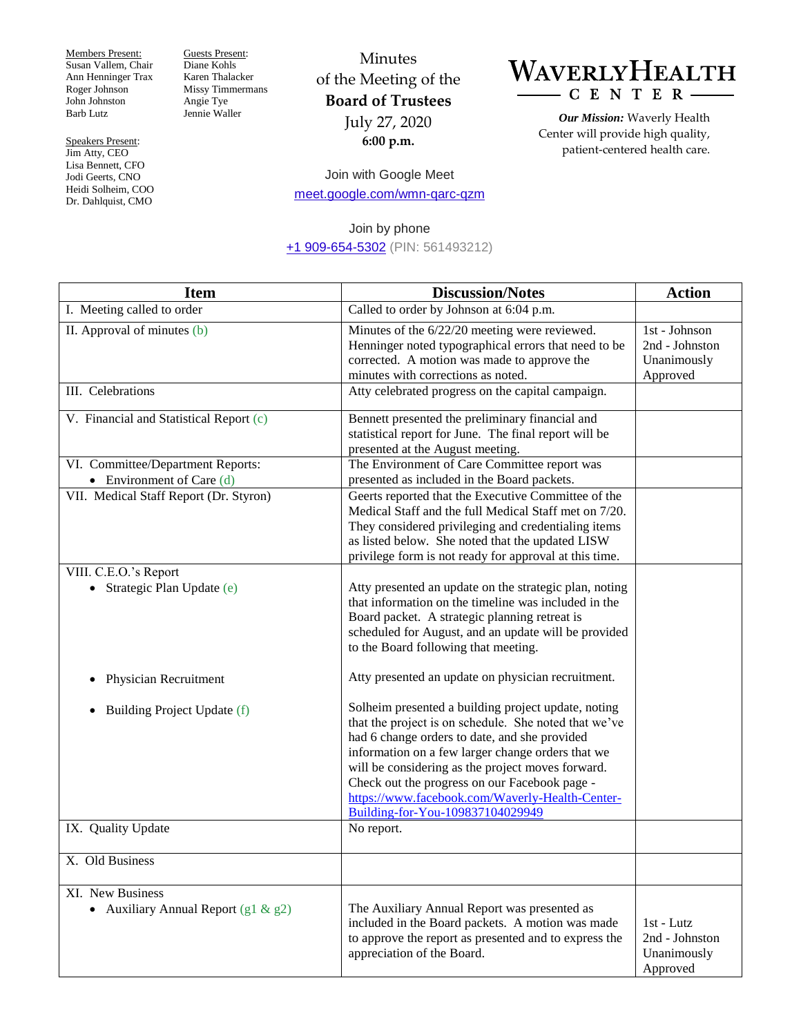Members Present:
Susan Vallem, Chair
Ann Henninger Trax
Roger Johnson
John Johnston
Barb Lutz

Guests Present:
Diane Kohls
Karen Thalacker
Missy Timmermans
Angie Tye
Jennie Waller

Speakers Present:
Jim Atty, CEO
Lisa Bennett, CFO
Jodi Geerts, CNO
Heidi Solheim, COO
Dr. Dahlquist, CMO

Minutes
of the Meeting of the
**Board of Trustees**
July 27, 2020
**6:00 p.m.**

Join with Google Meet
meet.google.com/wmn-qarc-qzm

Join by phone
+1 909-654-5302 (PIN: 561493212)

**WAVERLY HEALTH CENTER**

***Our Mission:*** Waverly Health Center will provide high quality, patient-centered health care.

| Item | Discussion/Notes | Action |
|---|---|---|
| I. Meeting called to order | Called to order by Johnson at 6:04 p.m. | |
| II. Approval of minutes (b) | Minutes of the 6/22/20 meeting were reviewed. Henninger noted typographical errors that need to be corrected. A motion was made to approve the minutes with corrections as noted. | 1st - Johnson<br>2nd - Johnston<br>Unanimously Approved |
| III. Celebrations | Atty celebrated progress on the capital campaign. | |
| V. Financial and Statistical Report (c) | Bennett presented the preliminary financial and statistical report for June. The final report will be presented at the August meeting. | |
| VI. Committee/Department Reports:<br>• Environment of Care (d) | The Environment of Care Committee report was presented as included in the Board packets. | |
| VII. Medical Staff Report (Dr. Styron) | Geerts reported that the Executive Committee of the Medical Staff and the full Medical Staff met on 7/20. They considered privileging and credentialing items as listed below. She noted that the updated LISW privilege form is not ready for approval at this time. | |
| VIII. C.E.O.'s Report<br>• Strategic Plan Update (e)<br><br>• Physician Recruitment<br><br>• Building Project Update (f) | Atty presented an update on the strategic plan, noting that information on the timeline was included in the Board packet. A strategic planning retreat is scheduled for August, and an update will be provided to the Board following that meeting.<br><br>Atty presented an update on physician recruitment.<br><br>Solheim presented a building project update, noting that the project is on schedule. She noted that we've had 6 change orders to date, and she provided information on a few larger change orders that we will be considering as the project moves forward. Check out the progress on our Facebook page - https://www.facebook.com/Waverly-Health-Center-Building-for-You-109837104029949 | |
| IX. Quality Update | No report. | |
| X. Old Business | | |
| XI. New Business<br>• Auxiliary Annual Report (g1 & g2) | The Auxiliary Annual Report was presented as included in the Board packets. A motion was made to approve the report as presented and to express the appreciation of the Board. | 1st - Lutz<br>2nd - Johnston<br>Unanimously Approved |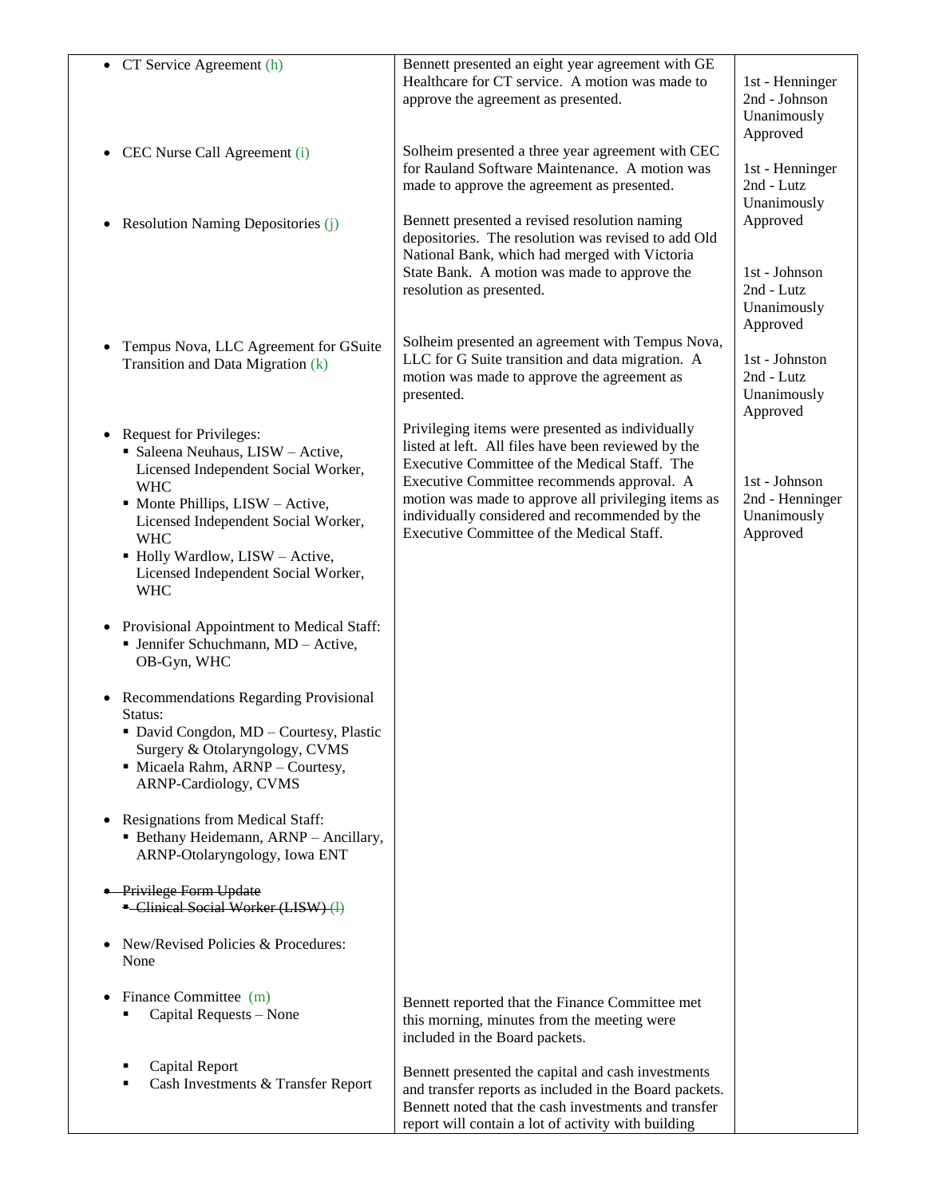| | | |
|---|---|---|
| • CT Service Agreement (h) | Bennett presented an eight year agreement with GE Healthcare for CT service. A motion was made to approve the agreement as presented. | 1st - Henninger<br>2nd - Johnson<br>Unanimously Approved |
| • CEC Nurse Call Agreement (i) | Solheim presented a three year agreement with CEC for Rauland Software Maintenance. A motion was made to approve the agreement as presented. | 1st - Henninger<br>2nd - Lutz<br>Unanimously Approved |
| • Resolution Naming Depositories (j) | Bennett presented a revised resolution naming depositories. The resolution was revised to add Old National Bank, which had merged with Victoria State Bank. A motion was made to approve the resolution as presented. | 1st - Johnson<br>2nd - Lutz<br>Unanimously Approved |
| • Tempus Nova, LLC Agreement for GSuite Transition and Data Migration (k) | Solheim presented an agreement with Tempus Nova, LLC for G Suite transition and data migration. A motion was made to approve the agreement as presented. | 1st - Johnston<br>2nd - Lutz<br>Unanimously Approved |
| • Request for Privileges:<br>▪ Saleena Neuhaus, LISW – Active, Licensed Independent Social Worker, WHC<br>▪ Monte Phillips, LISW – Active, Licensed Independent Social Worker, WHC<br>▪ Holly Wardlow, LISW – Active, Licensed Independent Social Worker, WHC<br><br>• Provisional Appointment to Medical Staff:<br>▪ Jennifer Schuchmann, MD – Active, OB-Gyn, WHC<br><br>• Recommendations Regarding Provisional Status:<br>▪ David Congdon, MD – Courtesy, Plastic Surgery & Otolaryngology, CVMS<br>▪ Micaela Rahm, ARNP – Courtesy, ARNP-Cardiology, CVMS<br><br>• Resignations from Medical Staff:<br>▪ Bethany Heidemann, ARNP – Ancillary, ARNP-Otolaryngology, Iowa ENT<br><br>~~• Privilege Form Update~~<br>~~▪ Clinical Social Worker (LISW) (l)~~ | Privileging items were presented as individually listed at left. All files have been reviewed by the Executive Committee of the Medical Staff. The Executive Committee recommends approval. A motion was made to approve all privileging items as individually considered and recommended by the Executive Committee of the Medical Staff. | 1st - Johnson<br>2nd - Henninger<br>Unanimously Approved |
| • New/Revised Policies & Procedures: None | | |
| • Finance Committee (m)<br>▪ Capital Requests – None | Bennett reported that the Finance Committee met this morning, minutes from the meeting were included in the Board packets. | |
| ▪ Capital Report<br>▪ Cash Investments & Transfer Report | Bennett presented the capital and cash investments and transfer reports as included in the Board packets. Bennett noted that the cash investments and transfer report will contain a lot of activity with building | |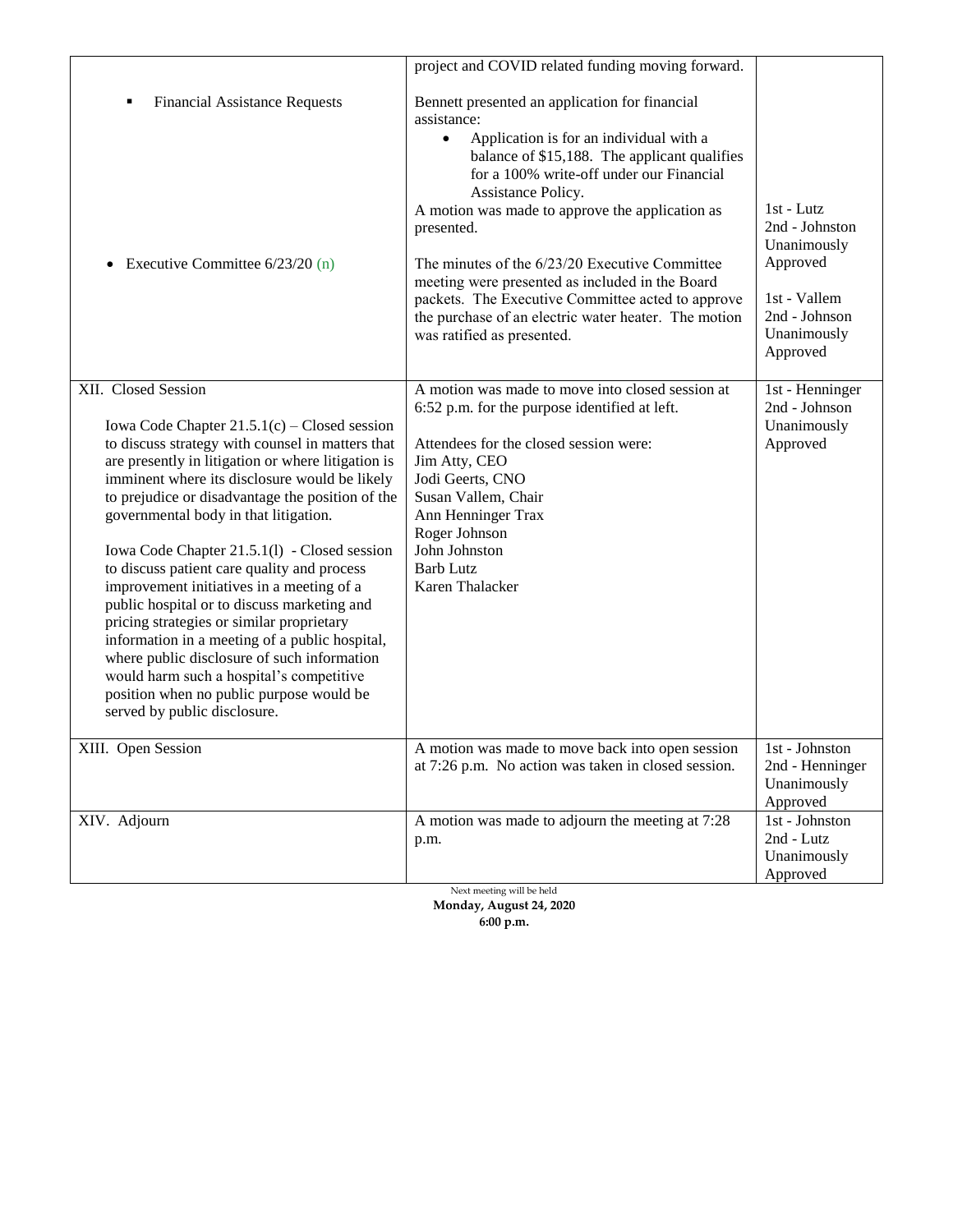| | | |
|---|---|---|
| | project and COVID related funding moving forward. | |
| ▪ Financial Assistance Requests | Bennett presented an application for financial assistance:<br>• Application is for an individual with a balance of $15,188. The applicant qualifies for a 100% write-off under our Financial Assistance Policy.<br>A motion was made to approve the application as presented. | 1st - Lutz<br>2nd - Johnston<br>Unanimously Approved |
| • Executive Committee 6/23/20 (n) | The minutes of the 6/23/20 Executive Committee meeting were presented as included in the Board packets. The Executive Committee acted to approve the purchase of an electric water heater. The motion was ratified as presented. | 1st - Vallem<br>2nd - Johnson<br>Unanimously Approved |
| XII. Closed Session<br><br>Iowa Code Chapter 21.5.1(c) – Closed session to discuss strategy with counsel in matters that are presently in litigation or where litigation is imminent where its disclosure would be likely to prejudice or disadvantage the position of the governmental body in that litigation.<br><br>Iowa Code Chapter 21.5.1(l) - Closed session to discuss patient care quality and process improvement initiatives in a meeting of a public hospital or to discuss marketing and pricing strategies or similar proprietary information in a meeting of a public hospital, where public disclosure of such information would harm such a hospital's competitive position when no public purpose would be served by public disclosure. | A motion was made to move into closed session at 6:52 p.m. for the purpose identified at left.<br><br>Attendees for the closed session were:<br>Jim Atty, CEO<br>Jodi Geerts, CNO<br>Susan Vallem, Chair<br>Ann Henninger Trax<br>Roger Johnson<br>John Johnston<br>Barb Lutz<br>Karen Thalacker | 1st - Henninger<br>2nd - Johnson<br>Unanimously Approved |
| XIII. Open Session | A motion was made to move back into open session at 7:26 p.m. No action was taken in closed session. | 1st - Johnston<br>2nd - Henninger<br>Unanimously Approved |
| XIV. Adjourn | A motion was made to adjourn the meeting at 7:28 p.m. | 1st - Johnston<br>2nd - Lutz<br>Unanimously Approved |

Next meeting will be held
**Monday, August 24, 2020**
**6:00 p.m.**